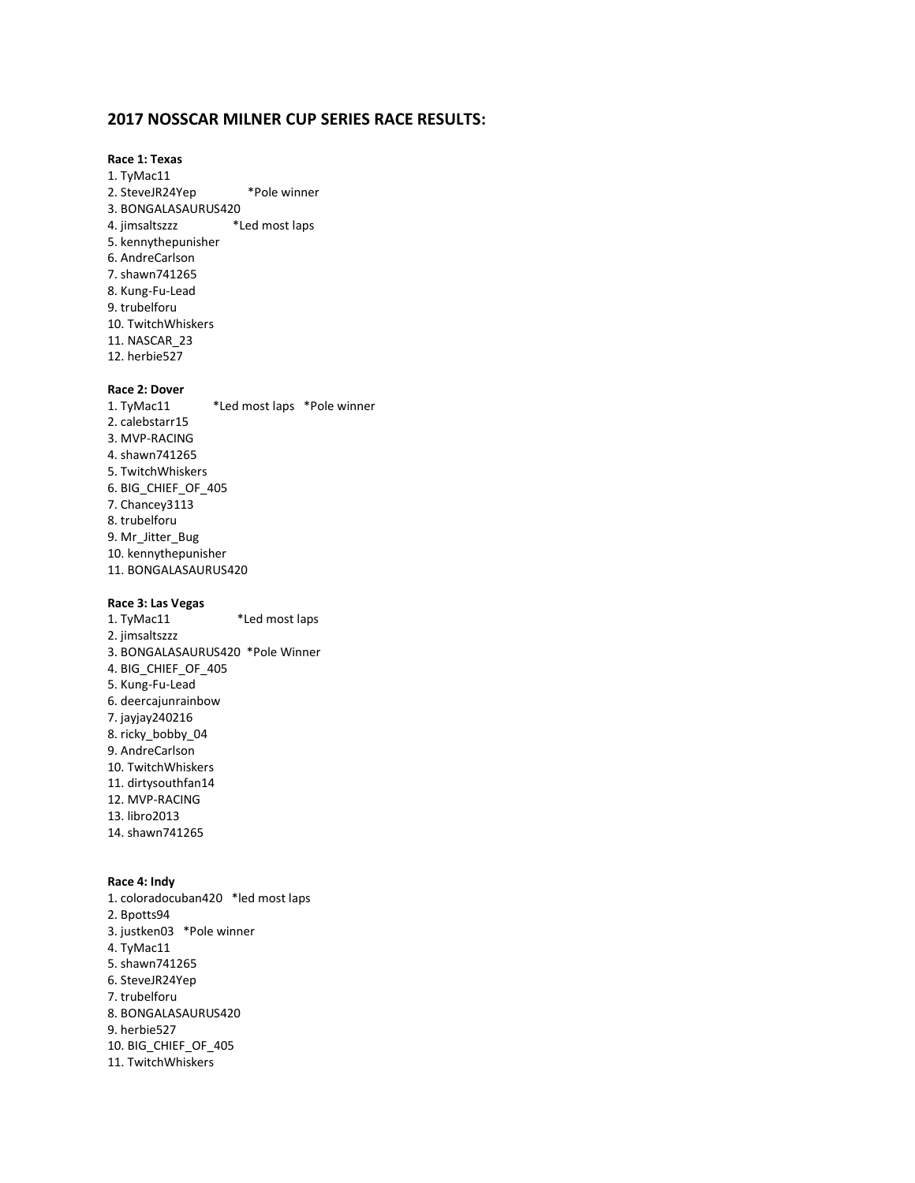## 2017 NOSSCAR MILNER CUP SERIES RACE RESULTS:

**Race 1: Texas**

1. TyMac11
2. SteveJR24Yep *Pole winner
3. BONGALASAURUS420
4. jimsaltszzz *Led most laps
5. kennythepunisher
6. AndreCarlson
7. shawn741265
8. Kung-Fu-Lead
9. trubelforu
10. TwitchWhiskers
11. NASCAR_23
12. herbie527

**Race 2: Dover**

1. TyMac11 *Led most laps *Pole winner
2. calebstarr15
3. MVP-RACING
4. shawn741265
5. TwitchWhiskers
6. BIG_CHIEF_OF_405
7. Chancey3113
8. trubelforu
9. Mr_Jitter_Bug
10. kennythepunisher
11. BONGALASAURUS420

**Race 3: Las Vegas**

1. TyMac11 *Led most laps
2. jimsaltszzz
3. BONGALASAURUS420 *Pole Winner
4. BIG_CHIEF_OF_405
5. Kung-Fu-Lead
6. deercajunrainbow
7. jayjay240216
8. ricky_bobby_04
9. AndreCarlson
10. TwitchWhiskers
11. dirtysouthfan14
12. MVP-RACING
13. libro2013
14. shawn741265

**Race 4: Indy**

1. coloradocuban420 *led most laps
2. Bpotts94
3. justken03 *Pole winner
4. TyMac11
5. shawn741265
6. SteveJR24Yep
7. trubelforu
8. BONGALASAURUS420
9. herbie527
10. BIG_CHIEF_OF_405
11. TwitchWhiskers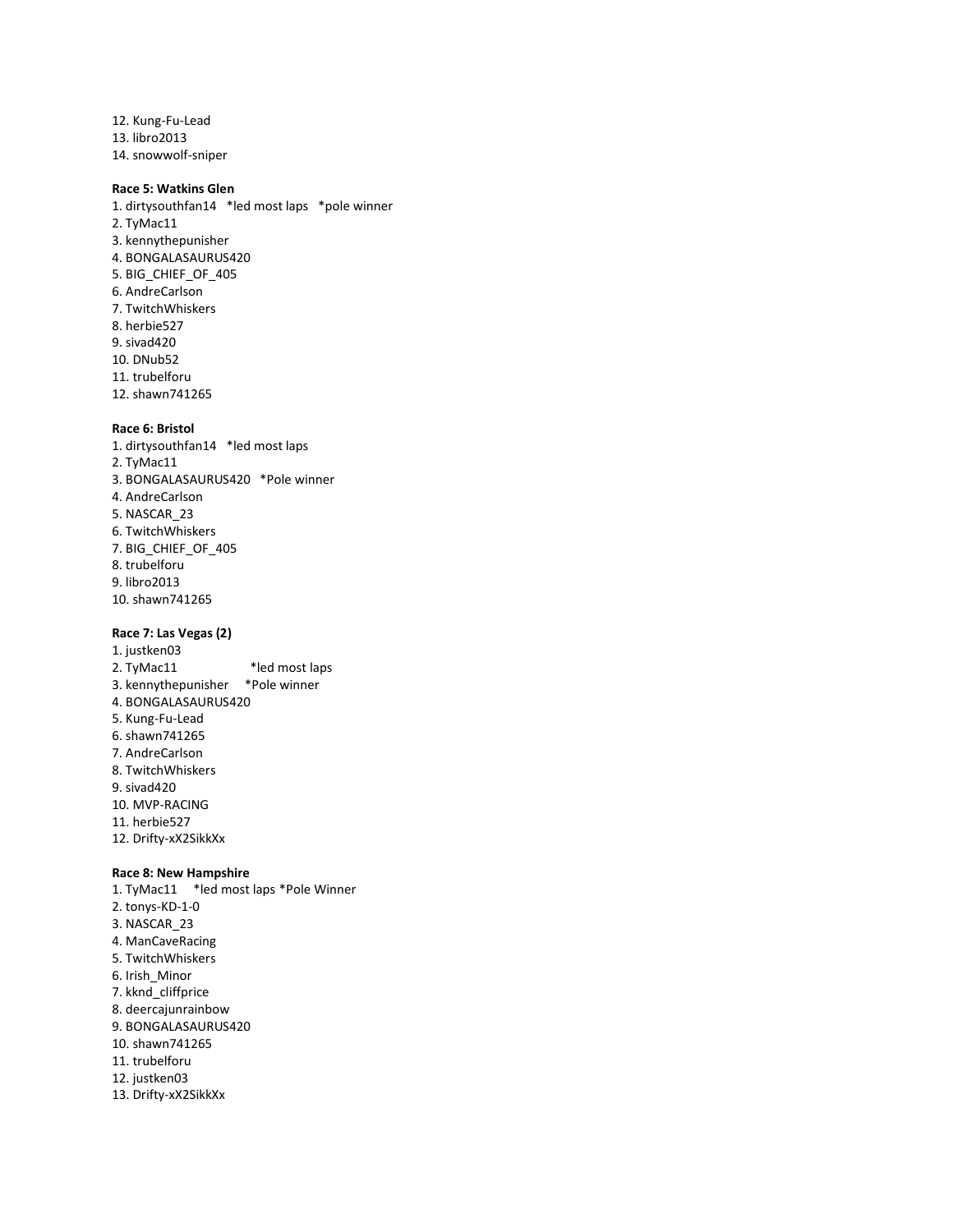12. Kung-Fu-Lead
13. libro2013
14. snowwolf-sniper

**Race 5: Watkins Glen**

1. dirtysouthfan14 *led most laps *pole winner
2. TyMac11
3. kennythepunisher
4. BONGALASAURUS420
5. BIG_CHIEF_OF_405
6. AndreCarlson
7. TwitchWhiskers
8. herbie527
9. sivad420
10. DNub52
11. trubelforu
12. shawn741265

**Race 6: Bristol**

1. dirtysouthfan14 *led most laps
2. TyMac11
3. BONGALASAURUS420 *Pole winner
4. AndreCarlson
5. NASCAR_23
6. TwitchWhiskers
7. BIG_CHIEF_OF_405
8. trubelforu
9. libro2013
10. shawn741265

**Race 7: Las Vegas (2)**

1. justken03
2. TyMac11 *led most laps
3. kennythepunisher *Pole winner
4. BONGALASAURUS420
5. Kung-Fu-Lead
6. shawn741265
7. AndreCarlson
8. TwitchWhiskers
9. sivad420
10. MVP-RACING
11. herbie527
12. Drifty-xX2SikkXx

**Race 8: New Hampshire**

1. TyMac11 *led most laps *Pole Winner
2. tonys-KD-1-0
3. NASCAR_23
4. ManCaveRacing
5. TwitchWhiskers
6. Irish_Minor
7. kknd_cliffprice
8. deercajunrainbow
9. BONGALASAURUS420
10. shawn741265
11. trubelforu
12. justken03
13. Drifty-xX2SikkXx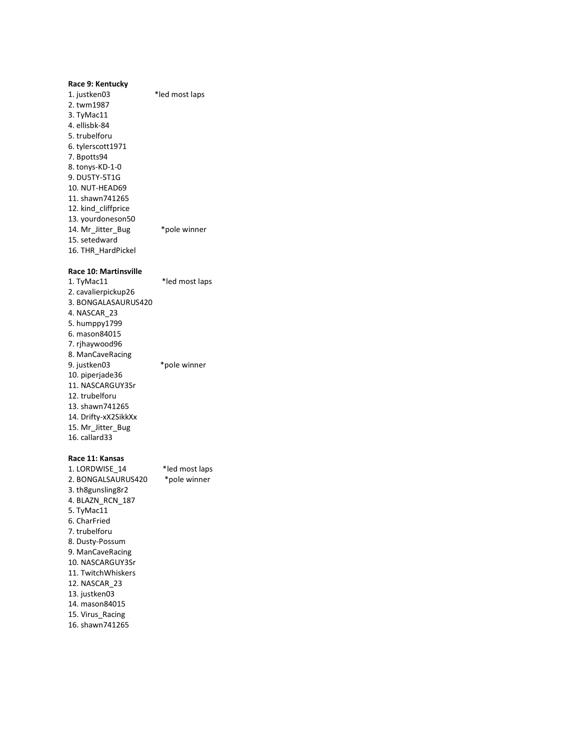**Race 9: Kentucky**

1. justken03 *led most laps
2. twm1987
3. TyMac11
4. ellisbk-84
5. trubelforu
6. tylerscott1971
7. Bpotts94
8. tonys-KD-1-0
9. DU5TY-5T1G
10. NUT-HEAD69
11. shawn741265
12. kind_cliffprice
13. yourdoneson50
14. Mr_Jitter_Bug *pole winner
15. setedward
16. THR_HardPickel

**Race 10: Martinsville**

1. TyMac11 *led most laps
2. cavalierpickup26
3. BONGALASAURUS420
4. NASCAR_23
5. humppy1799
6. mason84015
7. rjhaywood96
8. ManCaveRacing
9. justken03 *pole winner
10. piperjade36
11. NASCARGUY3Sr
12. trubelforu
13. shawn741265
14. Drifty-xX2SikkXx
15. Mr_Jitter_Bug
16. callard33

**Race 11: Kansas**

1. LORDWISE_14 *led most laps
2. BONGALSAURUS420 *pole winner
3. th8gunsling8r2
4. BLAZN_RCN_187
5. TyMac11
6. CharFried
7. trubelforu
8. Dusty-Possum
9. ManCaveRacing
10. NASCARGUY3Sr
11. TwitchWhiskers
12. NASCAR_23
13. justken03
14. mason84015
15. Virus_Racing
16. shawn741265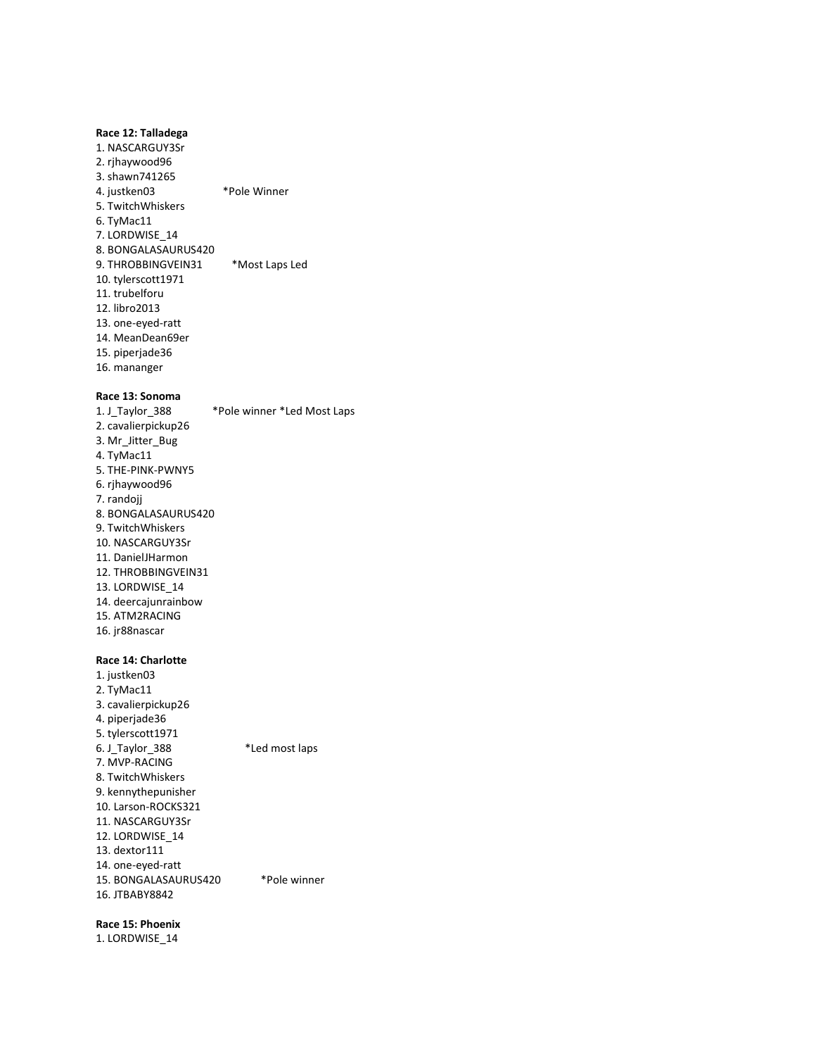**Race 12: Talladega**

1. NASCARGUY3Sr
2. rjhaywood96
3. shawn741265
4. justken03 *Pole Winner
5. TwitchWhiskers
6. TyMac11
7. LORDWISE_14
8. BONGALASAURUS420
9. THROBBINGVEIN31 *Most Laps Led
10. tylerscott1971
11. trubelforu
12. libro2013
13. one-eyed-ratt
14. MeanDean69er
15. piperjade36
16. mananger

**Race 13: Sonoma**

1. J_Taylor_388 *Pole winner *Led Most Laps
2. cavalierpickup26
3. Mr_Jitter_Bug
4. TyMac11
5. THE-PINK-PWNY5
6. rjhaywood96
7. randojj
8. BONGALASAURUS420
9. TwitchWhiskers
10. NASCARGUY3Sr
11. DanielJHarmon
12. THROBBINGVEIN31
13. LORDWISE_14
14. deercajunrainbow
15. ATM2RACING
16. jr88nascar

**Race 14: Charlotte**

1. justken03
2. TyMac11
3. cavalierpickup26
4. piperjade36
5. tylerscott1971
6. J_Taylor_388 *Led most laps
7. MVP-RACING
8. TwitchWhiskers
9. kennythepunisher
10. Larson-ROCKS321
11. NASCARGUY3Sr
12. LORDWISE_14
13. dextor111
14. one-eyed-ratt
15. BONGALASAURUS420 *Pole winner
16. JTBABY8842

**Race 15: Phoenix**

1. LORDWISE_14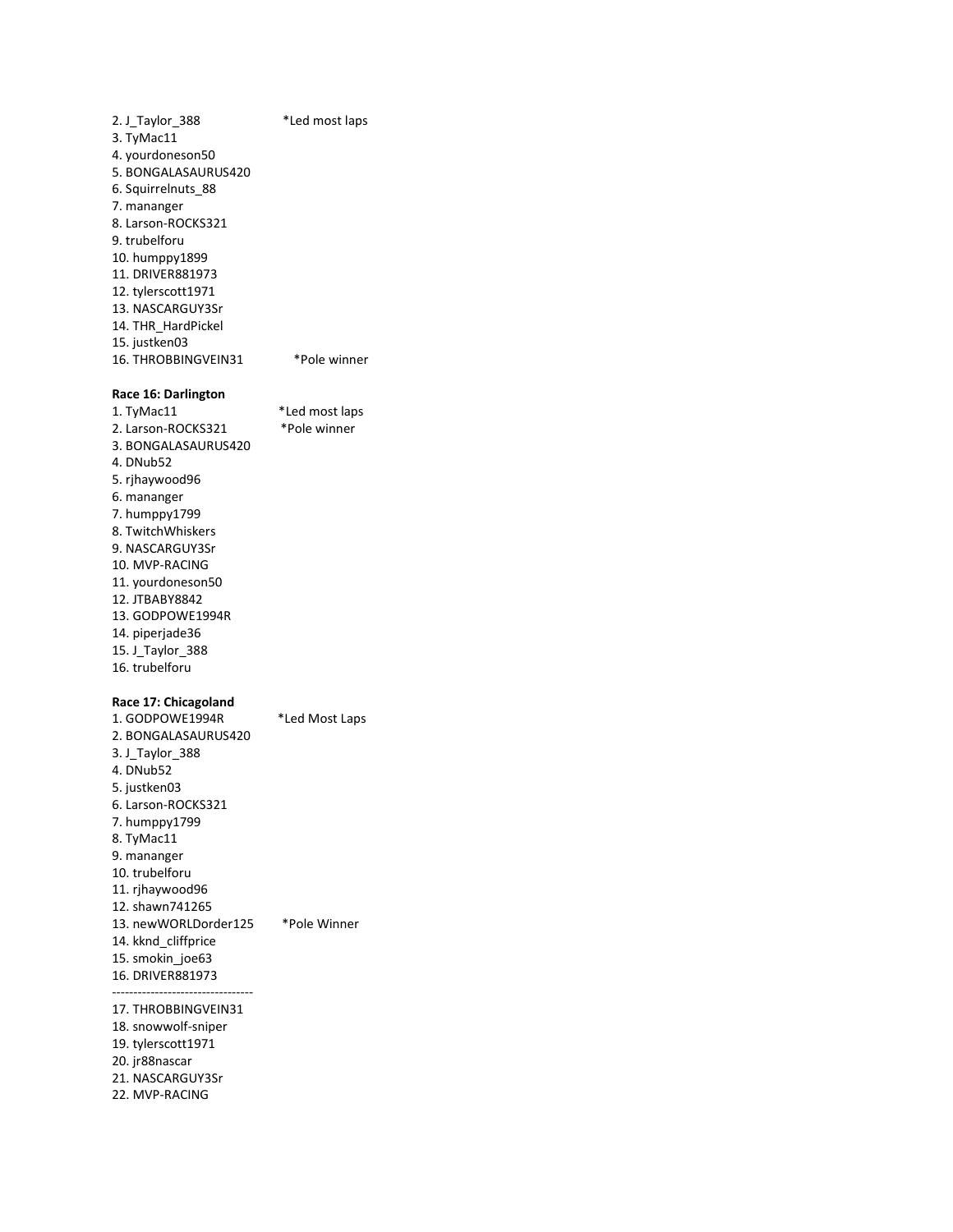2. J_Taylor_388 *Led most laps
3. TyMac11
4. yourdoneson50
5. BONGALASAURUS420
6. Squirrelnuts_88
7. mananger
8. Larson-ROCKS321
9. trubelforu
10. humppy1899
11. DRIVER881973
12. tylerscott1971
13. NASCARGUY3Sr
14. THR_HardPickel
15. justken03
16. THROBBINGVEIN31 *Pole winner

**Race 16: Darlington**

1. TyMac11 *Led most laps
2. Larson-ROCKS321 *Pole winner
3. BONGALASAURUS420
4. DNub52
5. rjhaywood96
6. mananger
7. humppy1799
8. TwitchWhiskers
9. NASCARGUY3Sr
10. MVP-RACING
11. yourdoneson50
12. JTBABY8842
13. GODPOWE1994R
14. piperjade36
15. J_Taylor_388
16. trubelforu

**Race 17: Chicagoland**

1. GODPOWE1994R *Led Most Laps
2. BONGALASAURUS420
3. J_Taylor_388
4. DNub52
5. justken03
6. Larson-ROCKS321
7. humppy1799
8. TyMac11
9. mananger
10. trubelforu
11. rjhaywood96
12. shawn741265
13. newWORLDorder125 *Pole Winner
14. kknd_cliffprice
15. smokin_joe63
16. DRIVER881973

---------------------------------

17. THROBBINGVEIN31
18. snowwolf-sniper
19. tylerscott1971
20. jr88nascar
21. NASCARGUY3Sr
22. MVP-RACING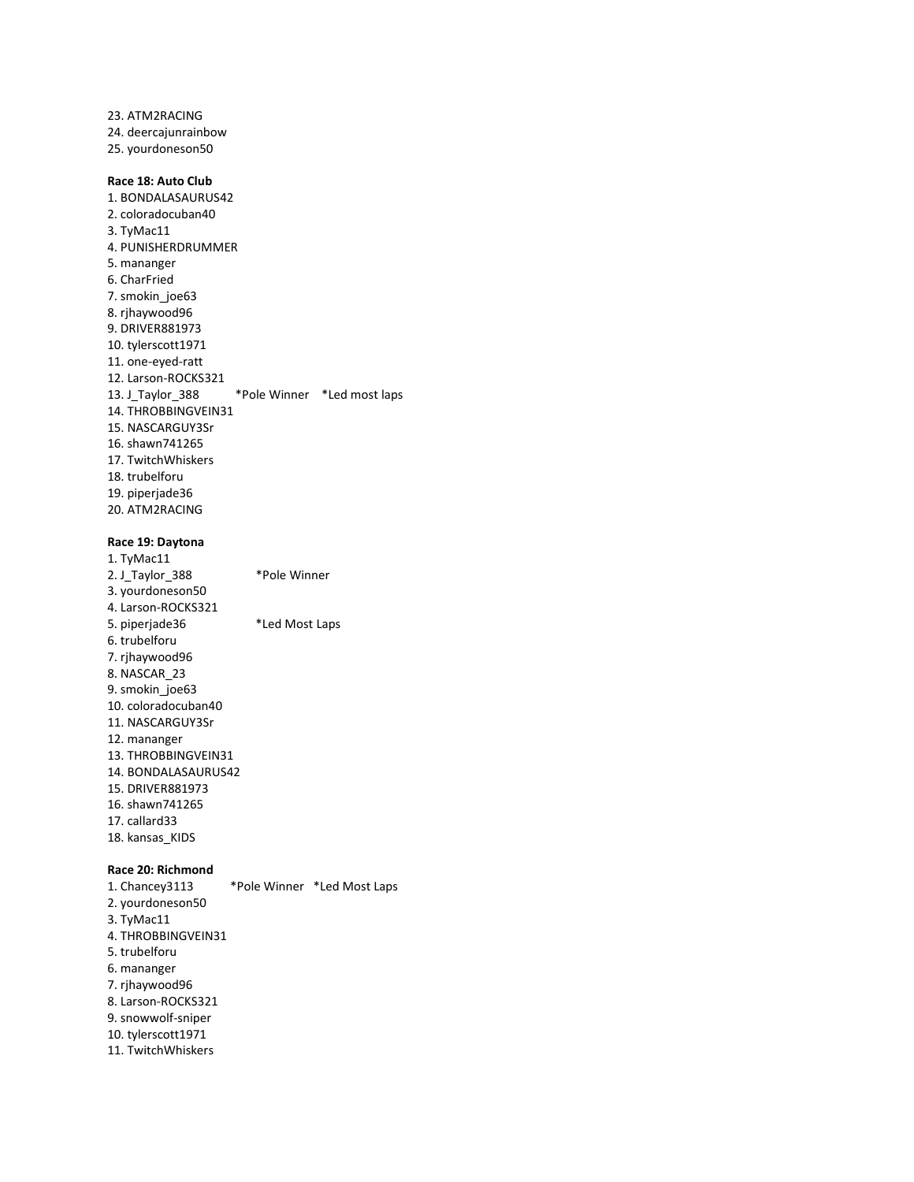23. ATM2RACING
24. deercajunrainbow
25. yourdoneson50

**Race 18: Auto Club**

1. BONDALASAURUS42
2. coloradocuban40
3. TyMac11
4. PUNISHERDRUMMER
5. mananger
6. CharFried
7. smokin_joe63
8. rjhaywood96
9. DRIVER881973
10. tylerscott1971
11. one-eyed-ratt
12. Larson-ROCKS321
13. J_Taylor_388 *Pole Winner *Led most laps
14. THROBBINGVEIN31
15. NASCARGUY3Sr
16. shawn741265
17. TwitchWhiskers
18. trubelforu
19. piperjade36
20. ATM2RACING

**Race 19: Daytona**

1. TyMac11
2. J_Taylor_388 *Pole Winner
3. yourdoneson50
4. Larson-ROCKS321
5. piperjade36 *Led Most Laps
6. trubelforu
7. rjhaywood96
8. NASCAR_23
9. smokin_joe63
10. coloradocuban40
11. NASCARGUY3Sr
12. mananger
13. THROBBINGVEIN31
14. BONDALASAURUS42
15. DRIVER881973
16. shawn741265
17. callard33
18. kansas_KIDS

**Race 20: Richmond**

1. Chancey3113 *Pole Winner *Led Most Laps
2. yourdoneson50
3. TyMac11
4. THROBBINGVEIN31
5. trubelforu
6. mananger
7. rjhaywood96
8. Larson-ROCKS321
9. snowwolf-sniper
10. tylerscott1971
11. TwitchWhiskers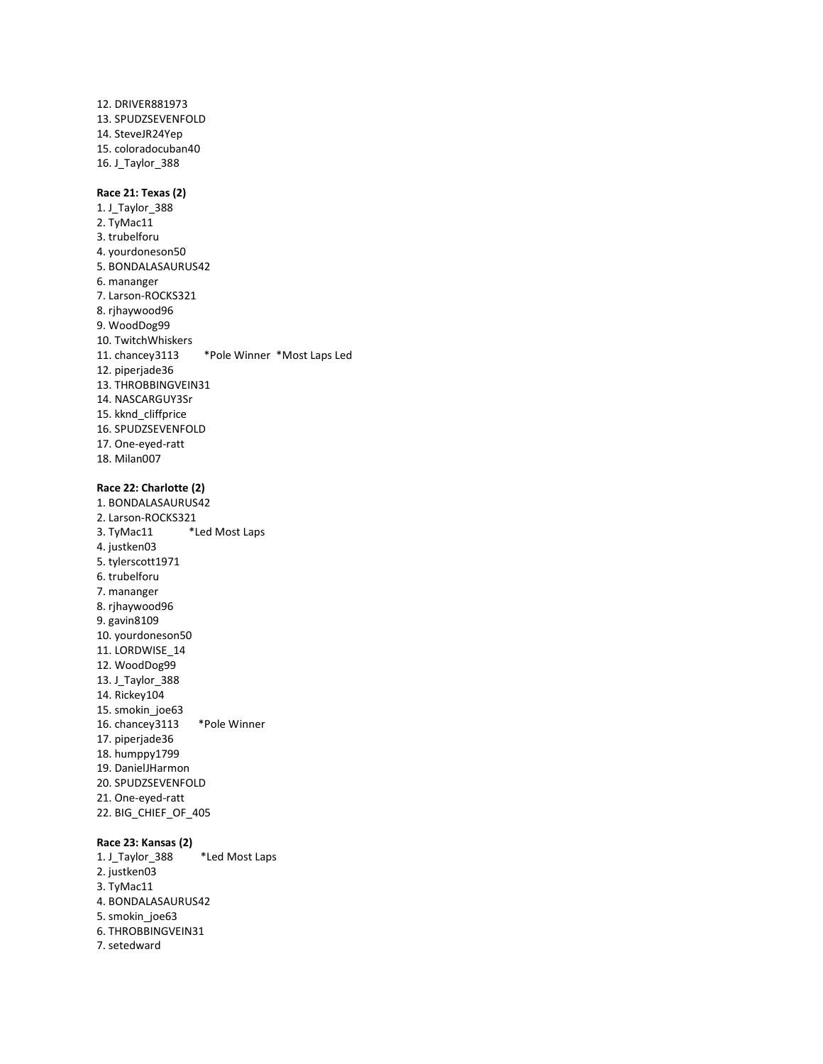12. DRIVER881973
13. SPUDZSEVENFOLD
14. SteveJR24Yep
15. coloradocuban40
16. J_Taylor_388

**Race 21: Texas (2)**

1. J_Taylor_388
2. TyMac11
3. trubelforu
4. yourdoneson50
5. BONDALASAURUS42
6. mananger
7. Larson-ROCKS321
8. rjhaywood96
9. WoodDog99
10. TwitchWhiskers
11. chancey3113 *Pole Winner *Most Laps Led
12. piperjade36
13. THROBBINGVEIN31
14. NASCARGUY3Sr
15. kknd_cliffprice
16. SPUDZSEVENFOLD
17. One-eyed-ratt
18. Milan007

**Race 22: Charlotte (2)**

1. BONDALASAURUS42
2. Larson-ROCKS321
3. TyMac11 *Led Most Laps
4. justken03
5. tylerscott1971
6. trubelforu
7. mananger
8. rjhaywood96
9. gavin8109
10. yourdoneson50
11. LORDWISE_14
12. WoodDog99
13. J_Taylor_388
14. Rickey104
15. smokin_joe63
16. chancey3113 *Pole Winner
17. piperjade36
18. humppy1799
19. DanielJHarmon
20. SPUDZSEVENFOLD
21. One-eyed-ratt
22. BIG_CHIEF_OF_405

**Race 23: Kansas (2)**

1. J_Taylor_388 *Led Most Laps
2. justken03
3. TyMac11
4. BONDALASAURUS42
5. smokin_joe63
6. THROBBINGVEIN31
7. setedward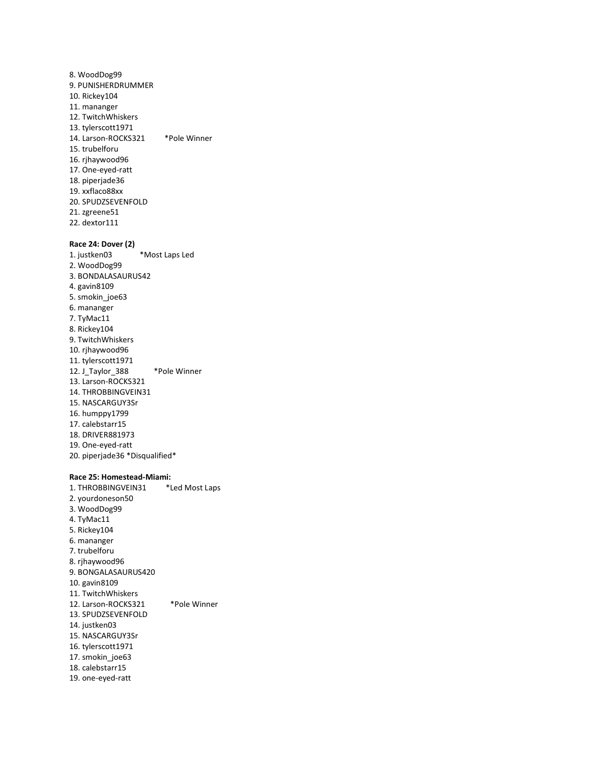8. WoodDog99
9. PUNISHERDRUMMER
10. Rickey104
11. mananger
12. TwitchWhiskers
13. tylerscott1971
14. Larson-ROCKS321 *Pole Winner
15. trubelforu
16. rjhaywood96
17. One-eyed-ratt
18. piperjade36
19. xxflaco88xx
20. SPUDZSEVENFOLD
21. zgreene51
22. dextor111

**Race 24: Dover (2)**

1. justken03 *Most Laps Led
2. WoodDog99
3. BONDALASAURUS42
4. gavin8109
5. smokin_joe63
6. mananger
7. TyMac11
8. Rickey104
9. TwitchWhiskers
10. rjhaywood96
11. tylerscott1971
12. J_Taylor_388 *Pole Winner
13. Larson-ROCKS321
14. THROBBINGVEIN31
15. NASCARGUY3Sr
16. humppy1799
17. calebstarr15
18. DRIVER881973
19. One-eyed-ratt
20. piperjade36 *Disqualified*

**Race 25: Homestead-Miami:**

1. THROBBINGVEIN31 *Led Most Laps
2. yourdoneson50
3. WoodDog99
4. TyMac11
5. Rickey104
6. mananger
7. trubelforu
8. rjhaywood96
9. BONGALASAURUS420
10. gavin8109
11. TwitchWhiskers
12. Larson-ROCKS321 *Pole Winner
13. SPUDZSEVENFOLD
14. justken03
15. NASCARGUY3Sr
16. tylerscott1971
17. smokin_joe63
18. calebstarr15
19. one-eyed-ratt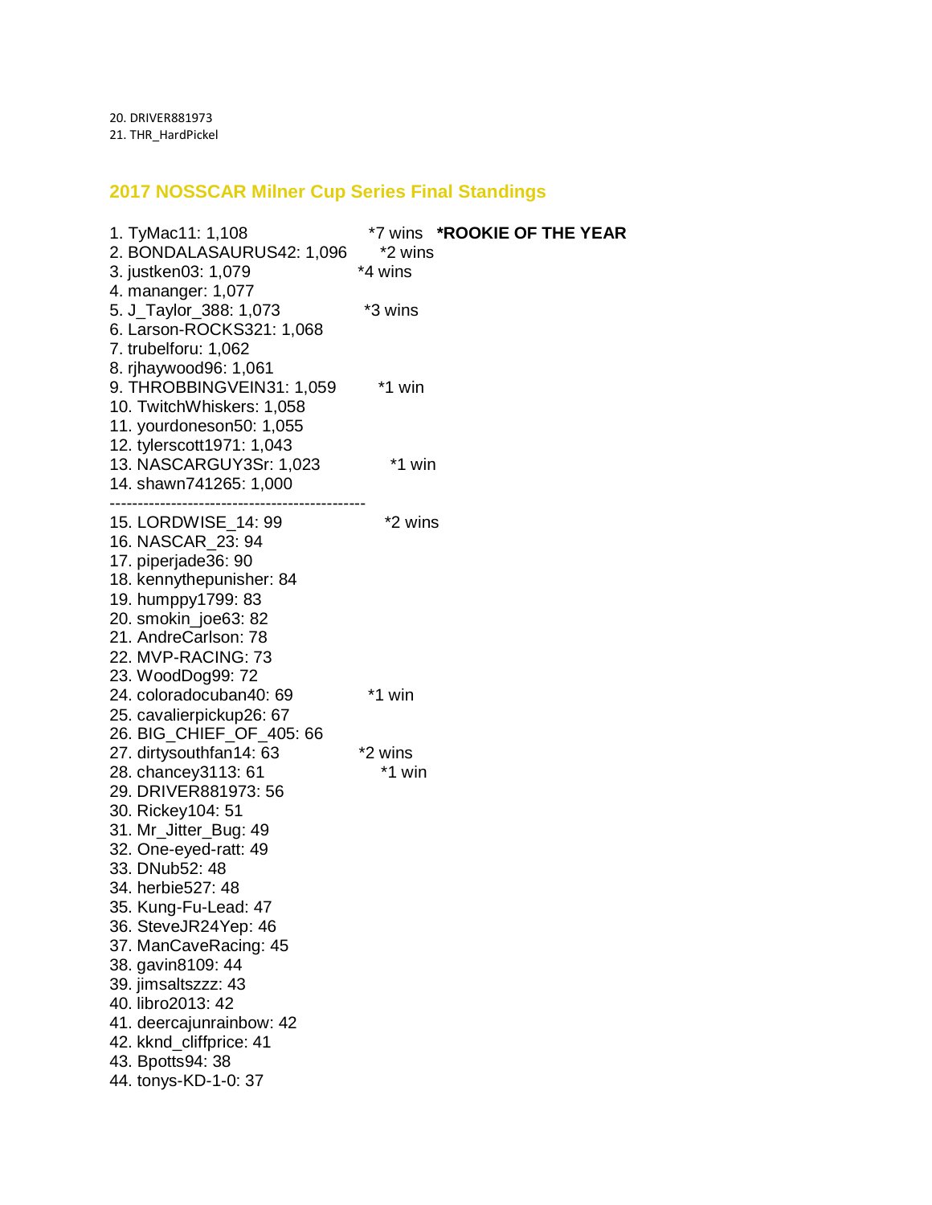20. DRIVER881973
21. THR_HardPickel

## 2017 NOSSCAR Milner Cup Series Final Standings

1. TyMac11: 1,108 *7 wins **\*ROOKIE OF THE YEAR**
2. BONDALASAURUS42: 1,096 *2 wins
3. justken03: 1,079 *4 wins
4. mananger: 1,077
5. J_Taylor_388: 1,073 *3 wins
6. Larson-ROCKS321: 1,068
7. trubelforu: 1,062
8. rjhaywood96: 1,061
9. THROBBINGVEIN31: 1,059 *1 win
10. TwitchWhiskers: 1,058
11. yourdoneson50: 1,055
12. tylerscott1971: 1,043
13. NASCARGUY3Sr: 1,023 *1 win
14. shawn741265: 1,000

----------------------------------------------

15. LORDWISE_14: 99 *2 wins
16. NASCAR_23: 94
17. piperjade36: 90
18. kennythepunisher: 84
19. humppy1799: 83
20. smokin_joe63: 82
21. AndreCarlson: 78
22. MVP-RACING: 73
23. WoodDog99: 72
24. coloradocuban40: 69 *1 win
25. cavalierpickup26: 67
26. BIG_CHIEF_OF_405: 66
27. dirtysouthfan14: 63 *2 wins
28. chancey3113: 61 *1 win
29. DRIVER881973: 56
30. Rickey104: 51
31. Mr_Jitter_Bug: 49
32. One-eyed-ratt: 49
33. DNub52: 48
34. herbie527: 48
35. Kung-Fu-Lead: 47
36. SteveJR24Yep: 46
37. ManCaveRacing: 45
38. gavin8109: 44
39. jimsaltszzz: 43
40. libro2013: 42
41. deercajunrainbow: 42
42. kknd_cliffprice: 41
43. Bpotts94: 38
44. tonys-KD-1-0: 37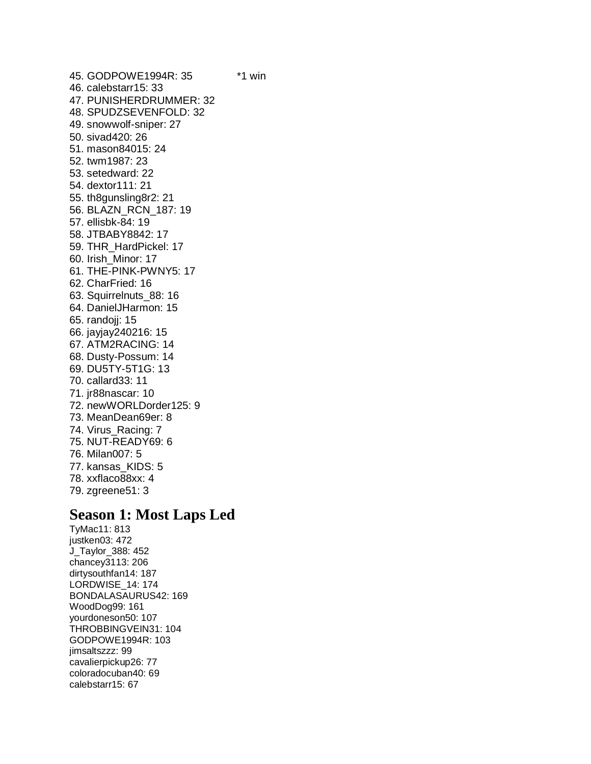45. GODPOWE1994R: 35 *1 win
46. calebstarr15: 33
47. PUNISHERDRUMMER: 32
48. SPUDZSEVENFOLD: 32
49. snowwolf-sniper: 27
50. sivad420: 26
51. mason84015: 24
52. twm1987: 23
53. setedward: 22
54. dextor111: 21
55. th8gunsling8r2: 21
56. BLAZN_RCN_187: 19
57. ellisbk-84: 19
58. JTBABY8842: 17
59. THR_HardPickel: 17
60. Irish_Minor: 17
61. THE-PINK-PWNY5: 17
62. CharFried: 16
63. Squirrelnuts_88: 16
64. DanielJHarmon: 15
65. randojj: 15
66. jayjay240216: 15
67. ATM2RACING: 14
68. Dusty-Possum: 14
69. DU5TY-5T1G: 13
70. callard33: 11
71. jr88nascar: 10
72. newWORLDorder125: 9
73. MeanDean69er: 8
74. Virus_Racing: 7
75. NUT-READY69: 6
76. Milan007: 5
77. kansas_KIDS: 5
78. xxflaco88xx: 4
79. zgreene51: 3

## Season 1: Most Laps Led

TyMac11: 813
justken03: 472
J_Taylor_388: 452
chancey3113: 206
dirtysouthfan14: 187
LORDWISE_14: 174
BONDALASAURUS42: 169
WoodDog99: 161
yourdoneson50: 107
THROBBINGVEIN31: 104
GODPOWE1994R: 103
jimsaltszzz: 99
cavalierpickup26: 77
coloradocuban40: 69
calebstarr15: 67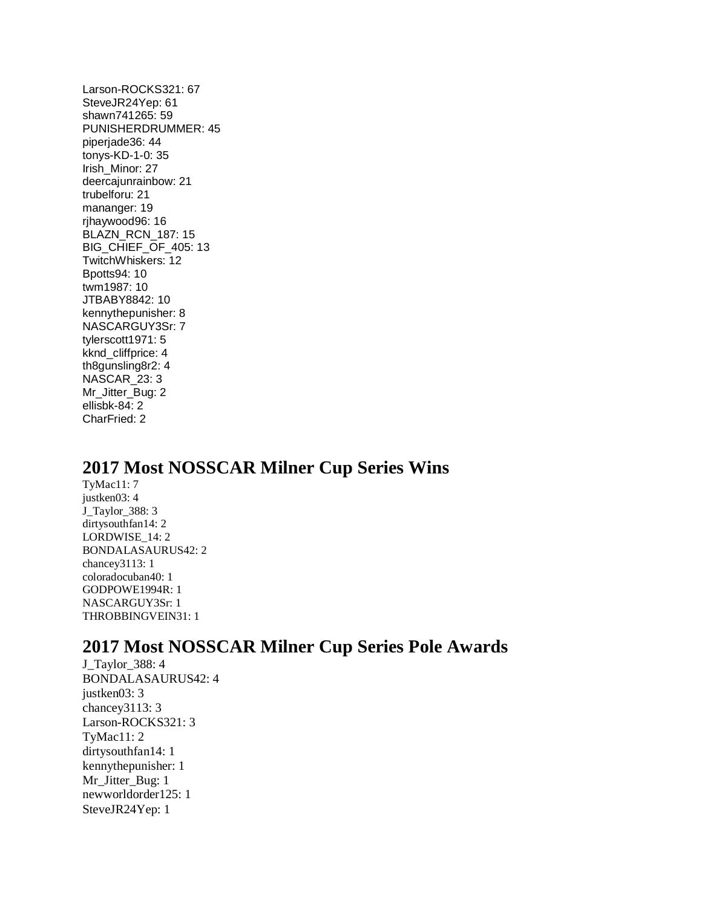Larson-ROCKS321: 67
SteveJR24Yep: 61
shawn741265: 59
PUNISHERDRUMMER: 45
piperjade36: 44
tonys-KD-1-0: 35
Irish_Minor: 27
deercajunrainbow: 21
trubelforu: 21
mananger: 19
rjhaywood96: 16
BLAZN_RCN_187: 15
BIG_CHIEF_OF_405: 13
TwitchWhiskers: 12
Bpotts94: 10
twm1987: 10
JTBABY8842: 10
kennythepunisher: 8
NASCARGUY3Sr: 7
tylerscott1971: 5
kknd_cliffprice: 4
th8gunsling8r2: 4
NASCAR_23: 3
Mr_Jitter_Bug: 2
ellisbk-84: 2
CharFried: 2

## 2017 Most NOSSCAR Milner Cup Series Wins

TyMac11: 7
justken03: 4
J_Taylor_388: 3
dirtysouthfan14: 2
LORDWISE_14: 2
BONDALASAURUS42: 2
chancey3113: 1
coloradocuban40: 1
GODPOWE1994R: 1
NASCARGUY3Sr: 1
THROBBINGVEIN31: 1

## 2017 Most NOSSCAR Milner Cup Series Pole Awards

J_Taylor_388: 4
BONDALASAURUS42: 4
justken03: 3
chancey3113: 3
Larson-ROCKS321: 3
TyMac11: 2
dirtysouthfan14: 1
kennythepunisher: 1
Mr_Jitter_Bug: 1
newworldorder125: 1
SteveJR24Yep: 1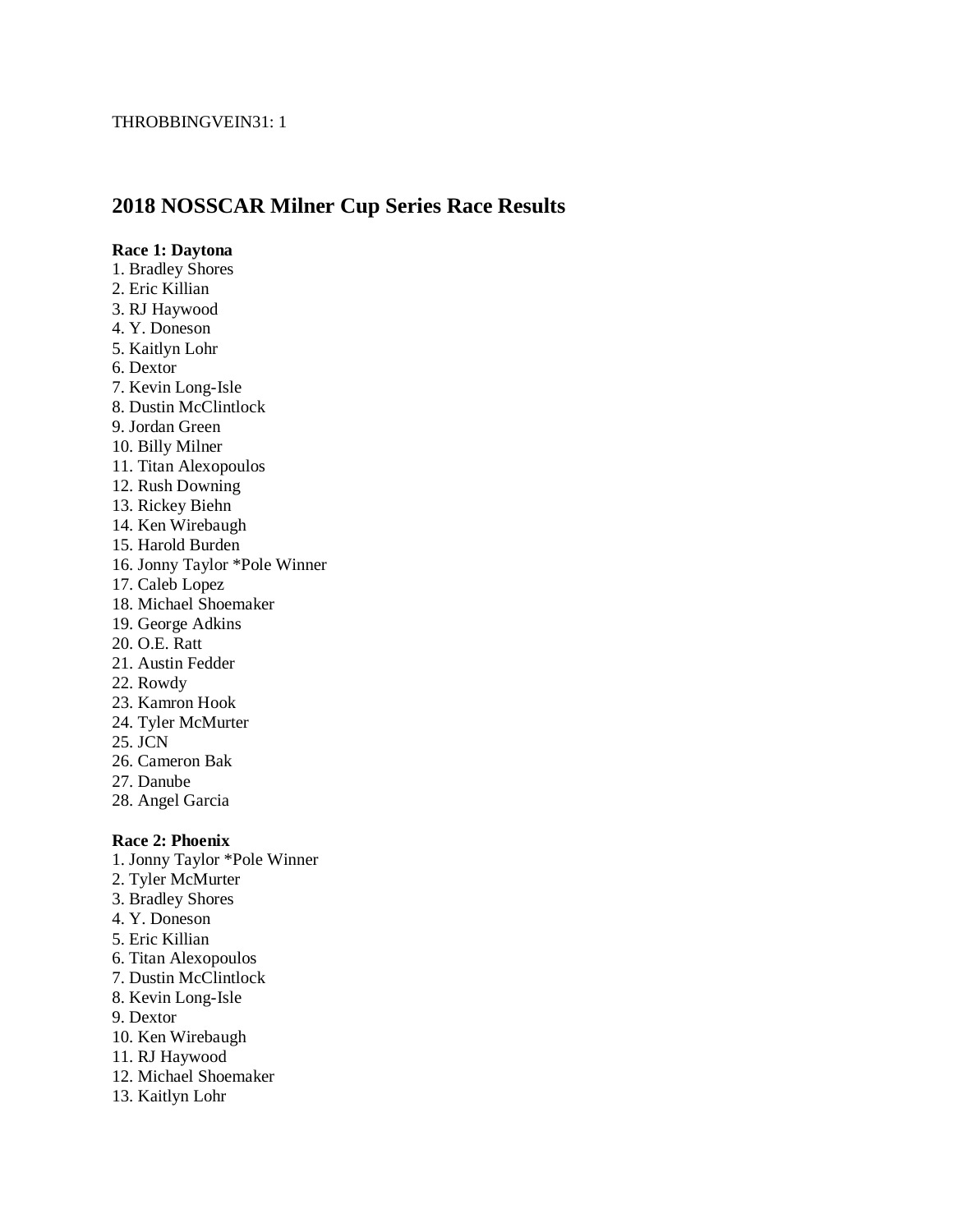THROBBINGVEIN31: 1

## 2018 NOSSCAR Milner Cup Series Race Results

**Race 1: Daytona**

1. Bradley Shores
2. Eric Killian
3. RJ Haywood
4. Y. Doneson
5. Kaitlyn Lohr
6. Dextor
7. Kevin Long-Isle
8. Dustin McClintlock
9. Jordan Green
10. Billy Milner
11. Titan Alexopoulos
12. Rush Downing
13. Rickey Biehn
14. Ken Wirebaugh
15. Harold Burden
16. Jonny Taylor *Pole Winner
17. Caleb Lopez
18. Michael Shoemaker
19. George Adkins
20. O.E. Ratt
21. Austin Fedder
22. Rowdy
23. Kamron Hook
24. Tyler McMurter
25. JCN
26. Cameron Bak
27. Danube
28. Angel Garcia

**Race 2: Phoenix**

1. Jonny Taylor *Pole Winner
2. Tyler McMurter
3. Bradley Shores
4. Y. Doneson
5. Eric Killian
6. Titan Alexopoulos
7. Dustin McClintlock
8. Kevin Long-Isle
9. Dextor
10. Ken Wirebaugh
11. RJ Haywood
12. Michael Shoemaker
13. Kaitlyn Lohr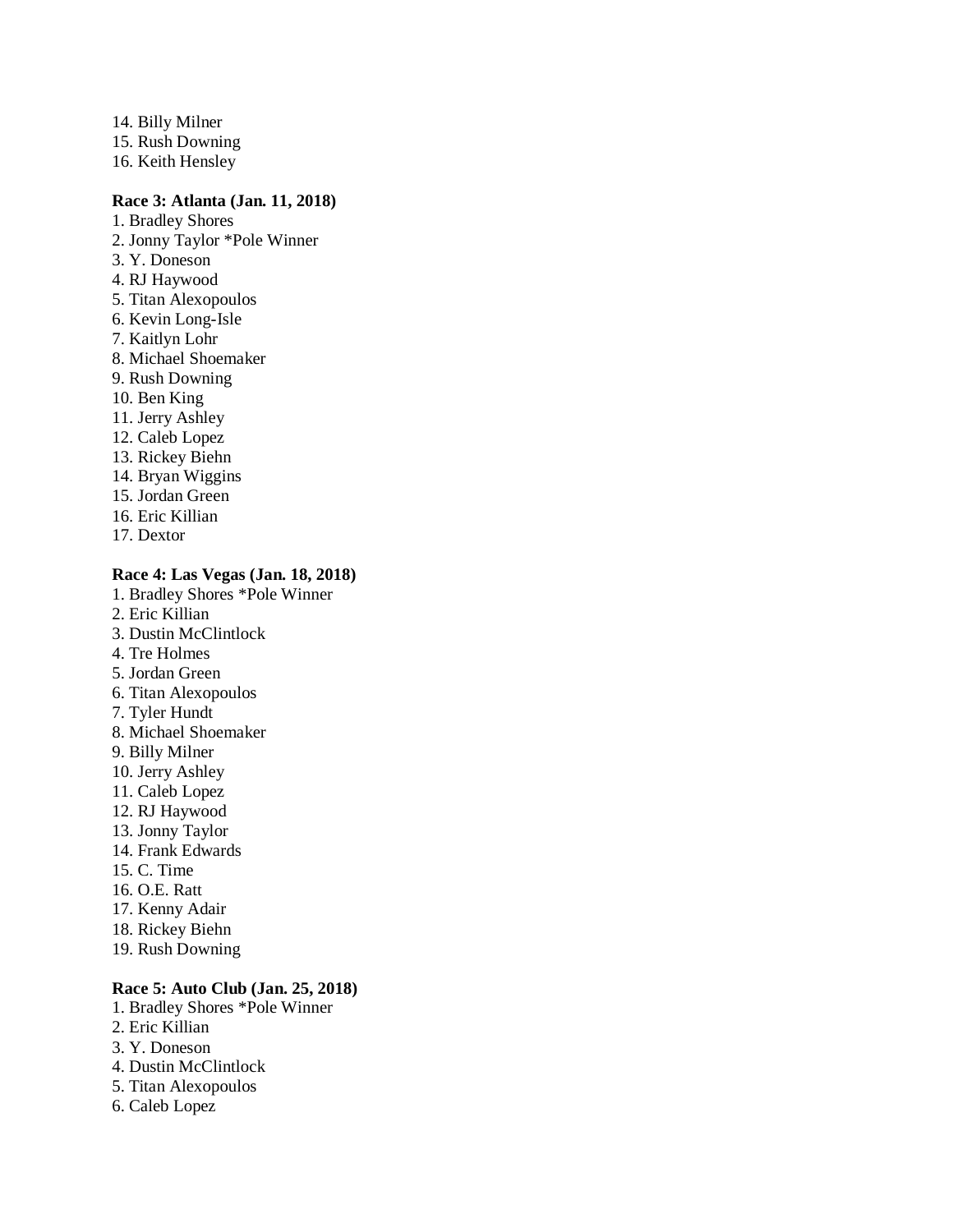14. Billy Milner
15. Rush Downing
16. Keith Hensley

**Race 3: Atlanta (Jan. 11, 2018)**

1. Bradley Shores
2. Jonny Taylor *Pole Winner
3. Y. Doneson
4. RJ Haywood
5. Titan Alexopoulos
6. Kevin Long-Isle
7. Kaitlyn Lohr
8. Michael Shoemaker
9. Rush Downing
10. Ben King
11. Jerry Ashley
12. Caleb Lopez
13. Rickey Biehn
14. Bryan Wiggins
15. Jordan Green
16. Eric Killian
17. Dextor

**Race 4: Las Vegas (Jan. 18, 2018)**

1. Bradley Shores *Pole Winner
2. Eric Killian
3. Dustin McClintlock
4. Tre Holmes
5. Jordan Green
6. Titan Alexopoulos
7. Tyler Hundt
8. Michael Shoemaker
9. Billy Milner
10. Jerry Ashley
11. Caleb Lopez
12. RJ Haywood
13. Jonny Taylor
14. Frank Edwards
15. C. Time
16. O.E. Ratt
17. Kenny Adair
18. Rickey Biehn
19. Rush Downing

**Race 5: Auto Club (Jan. 25, 2018)**

1. Bradley Shores *Pole Winner
2. Eric Killian
3. Y. Doneson
4. Dustin McClintlock
5. Titan Alexopoulos
6. Caleb Lopez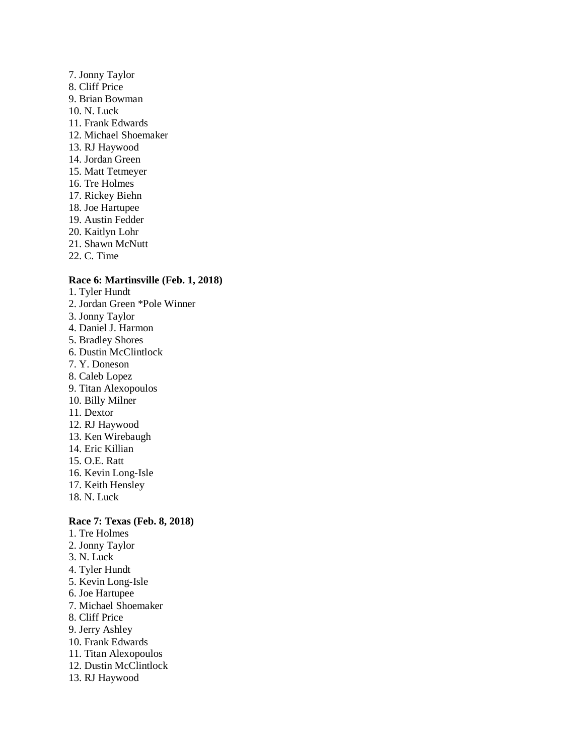7. Jonny Taylor
8. Cliff Price
9. Brian Bowman
10. N. Luck
11. Frank Edwards
12. Michael Shoemaker
13. RJ Haywood
14. Jordan Green
15. Matt Tetmeyer
16. Tre Holmes
17. Rickey Biehn
18. Joe Hartupee
19. Austin Fedder
20. Kaitlyn Lohr
21. Shawn McNutt
22. C. Time

**Race 6: Martinsville (Feb. 1, 2018)**

1. Tyler Hundt
2. Jordan Green *Pole Winner
3. Jonny Taylor
4. Daniel J. Harmon
5. Bradley Shores
6. Dustin McClintlock
7. Y. Doneson
8. Caleb Lopez
9. Titan Alexopoulos
10. Billy Milner
11. Dextor
12. RJ Haywood
13. Ken Wirebaugh
14. Eric Killian
15. O.E. Ratt
16. Kevin Long-Isle
17. Keith Hensley
18. N. Luck

**Race 7: Texas (Feb. 8, 2018)**

1. Tre Holmes
2. Jonny Taylor
3. N. Luck
4. Tyler Hundt
5. Kevin Long-Isle
6. Joe Hartupee
7. Michael Shoemaker
8. Cliff Price
9. Jerry Ashley
10. Frank Edwards
11. Titan Alexopoulos
12. Dustin McClintlock
13. RJ Haywood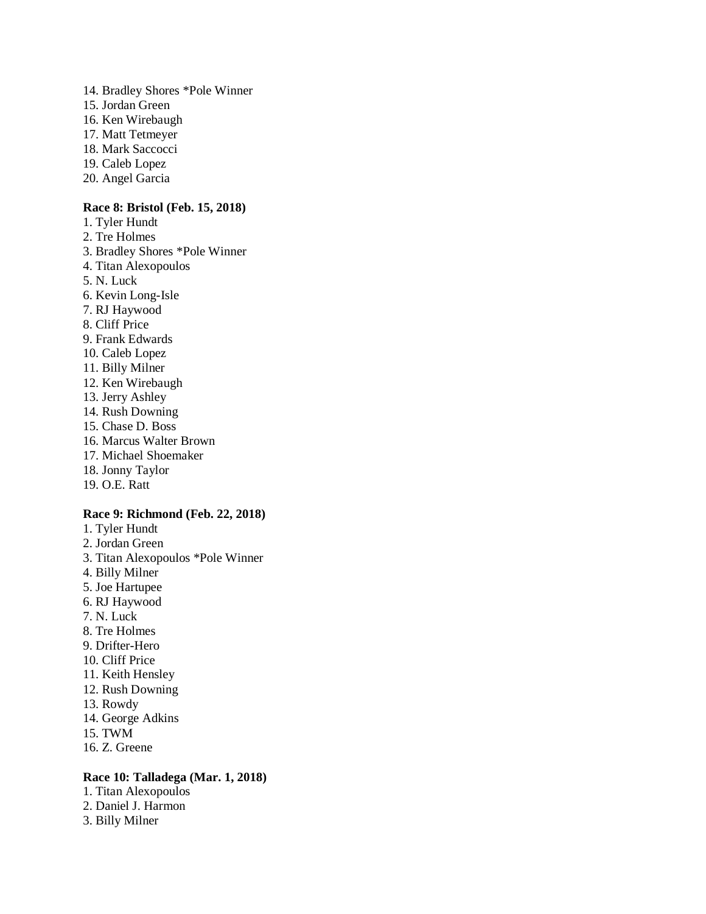14. Bradley Shores *Pole Winner
15. Jordan Green
16. Ken Wirebaugh
17. Matt Tetmeyer
18. Mark Saccocci
19. Caleb Lopez
20. Angel Garcia

**Race 8: Bristol (Feb. 15, 2018)**

1. Tyler Hundt
2. Tre Holmes
3. Bradley Shores *Pole Winner
4. Titan Alexopoulos
5. N. Luck
6. Kevin Long-Isle
7. RJ Haywood
8. Cliff Price
9. Frank Edwards
10. Caleb Lopez
11. Billy Milner
12. Ken Wirebaugh
13. Jerry Ashley
14. Rush Downing
15. Chase D. Boss
16. Marcus Walter Brown
17. Michael Shoemaker
18. Jonny Taylor
19. O.E. Ratt

**Race 9: Richmond (Feb. 22, 2018)**

1. Tyler Hundt
2. Jordan Green
3. Titan Alexopoulos *Pole Winner
4. Billy Milner
5. Joe Hartupee
6. RJ Haywood
7. N. Luck
8. Tre Holmes
9. Drifter-Hero
10. Cliff Price
11. Keith Hensley
12. Rush Downing
13. Rowdy
14. George Adkins
15. TWM
16. Z. Greene

**Race 10: Talladega (Mar. 1, 2018)**

1. Titan Alexopoulos
2. Daniel J. Harmon
3. Billy Milner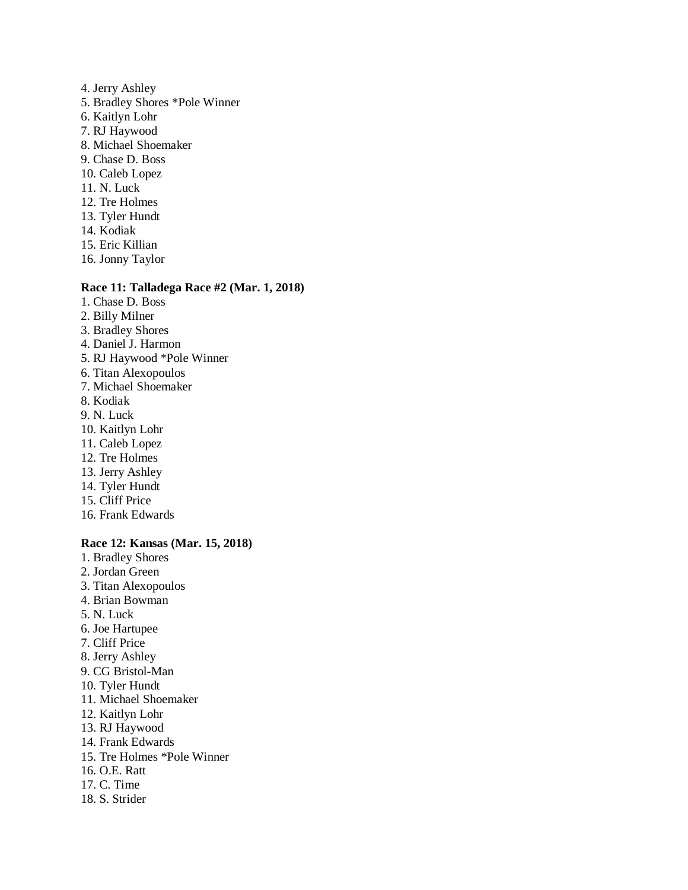4. Jerry Ashley
5. Bradley Shores *Pole Winner
6. Kaitlyn Lohr
7. RJ Haywood
8. Michael Shoemaker
9. Chase D. Boss
10. Caleb Lopez
11. N. Luck
12. Tre Holmes
13. Tyler Hundt
14. Kodiak
15. Eric Killian
16. Jonny Taylor

**Race 11: Talladega Race #2 (Mar. 1, 2018)**

1. Chase D. Boss
2. Billy Milner
3. Bradley Shores
4. Daniel J. Harmon
5. RJ Haywood *Pole Winner
6. Titan Alexopoulos
7. Michael Shoemaker
8. Kodiak
9. N. Luck
10. Kaitlyn Lohr
11. Caleb Lopez
12. Tre Holmes
13. Jerry Ashley
14. Tyler Hundt
15. Cliff Price
16. Frank Edwards

**Race 12: Kansas (Mar. 15, 2018)**

1. Bradley Shores
2. Jordan Green
3. Titan Alexopoulos
4. Brian Bowman
5. N. Luck
6. Joe Hartupee
7. Cliff Price
8. Jerry Ashley
9. CG Bristol-Man
10. Tyler Hundt
11. Michael Shoemaker
12. Kaitlyn Lohr
13. RJ Haywood
14. Frank Edwards
15. Tre Holmes *Pole Winner
16. O.E. Ratt
17. C. Time
18. S. Strider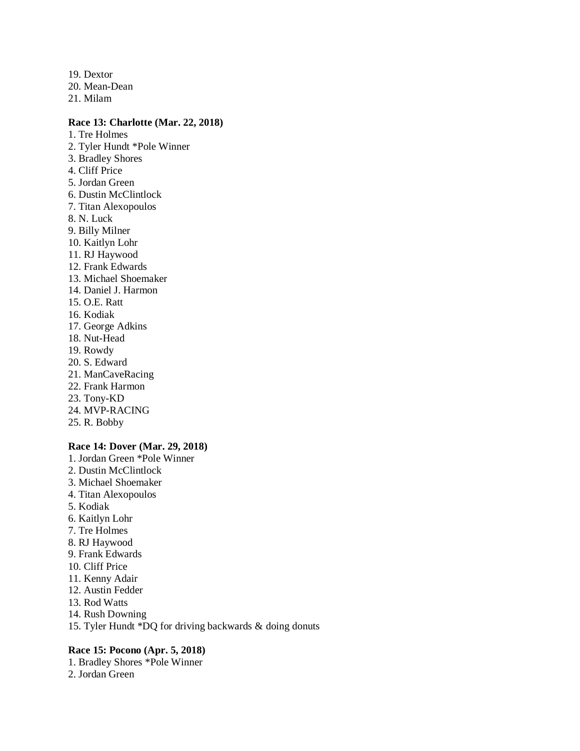19. Dextor
20. Mean-Dean
21. Milam

**Race 13: Charlotte (Mar. 22, 2018)**

1. Tre Holmes
2. Tyler Hundt *Pole Winner
3. Bradley Shores
4. Cliff Price
5. Jordan Green
6. Dustin McClintlock
7. Titan Alexopoulos
8. N. Luck
9. Billy Milner
10. Kaitlyn Lohr
11. RJ Haywood
12. Frank Edwards
13. Michael Shoemaker
14. Daniel J. Harmon
15. O.E. Ratt
16. Kodiak
17. George Adkins
18. Nut-Head
19. Rowdy
20. S. Edward
21. ManCaveRacing
22. Frank Harmon
23. Tony-KD
24. MVP-RACING
25. R. Bobby

**Race 14: Dover (Mar. 29, 2018)**

1. Jordan Green *Pole Winner
2. Dustin McClintlock
3. Michael Shoemaker
4. Titan Alexopoulos
5. Kodiak
6. Kaitlyn Lohr
7. Tre Holmes
8. RJ Haywood
9. Frank Edwards
10. Cliff Price
11. Kenny Adair
12. Austin Fedder
13. Rod Watts
14. Rush Downing
15. Tyler Hundt *DQ for driving backwards & doing donuts

**Race 15: Pocono (Apr. 5, 2018)**

1. Bradley Shores *Pole Winner
2. Jordan Green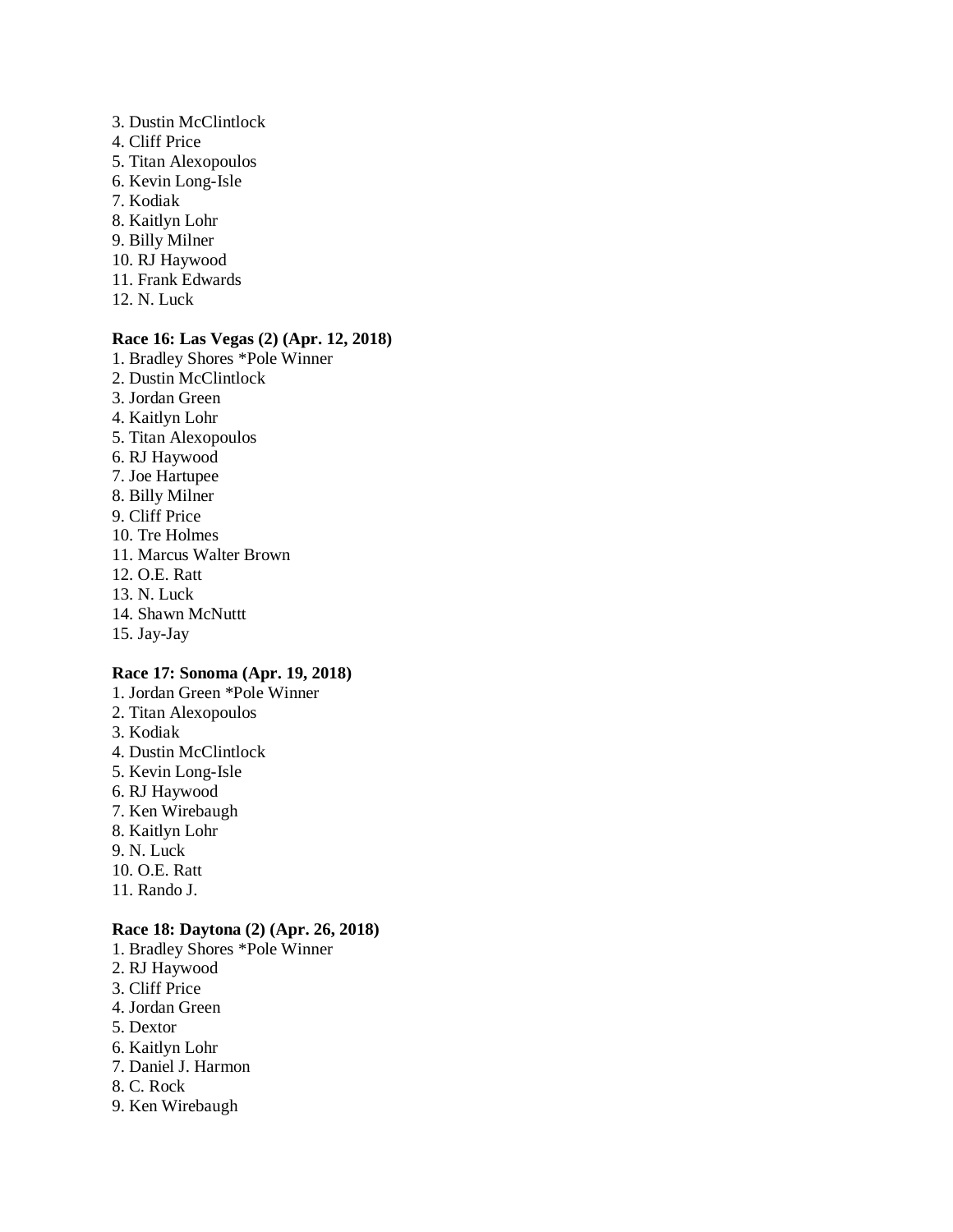3. Dustin McClintlock
4. Cliff Price
5. Titan Alexopoulos
6. Kevin Long-Isle
7. Kodiak
8. Kaitlyn Lohr
9. Billy Milner
10. RJ Haywood
11. Frank Edwards
12. N. Luck

**Race 16: Las Vegas (2) (Apr. 12, 2018)**

1. Bradley Shores *Pole Winner
2. Dustin McClintlock
3. Jordan Green
4. Kaitlyn Lohr
5. Titan Alexopoulos
6. RJ Haywood
7. Joe Hartupee
8. Billy Milner
9. Cliff Price
10. Tre Holmes
11. Marcus Walter Brown
12. O.E. Ratt
13. N. Luck
14. Shawn McNuttt
15. Jay-Jay

**Race 17: Sonoma (Apr. 19, 2018)**

1. Jordan Green *Pole Winner
2. Titan Alexopoulos
3. Kodiak
4. Dustin McClintlock
5. Kevin Long-Isle
6. RJ Haywood
7. Ken Wirebaugh
8. Kaitlyn Lohr
9. N. Luck
10. O.E. Ratt
11. Rando J.

**Race 18: Daytona (2) (Apr. 26, 2018)**

1. Bradley Shores *Pole Winner
2. RJ Haywood
3. Cliff Price
4. Jordan Green
5. Dextor
6. Kaitlyn Lohr
7. Daniel J. Harmon
8. C. Rock
9. Ken Wirebaugh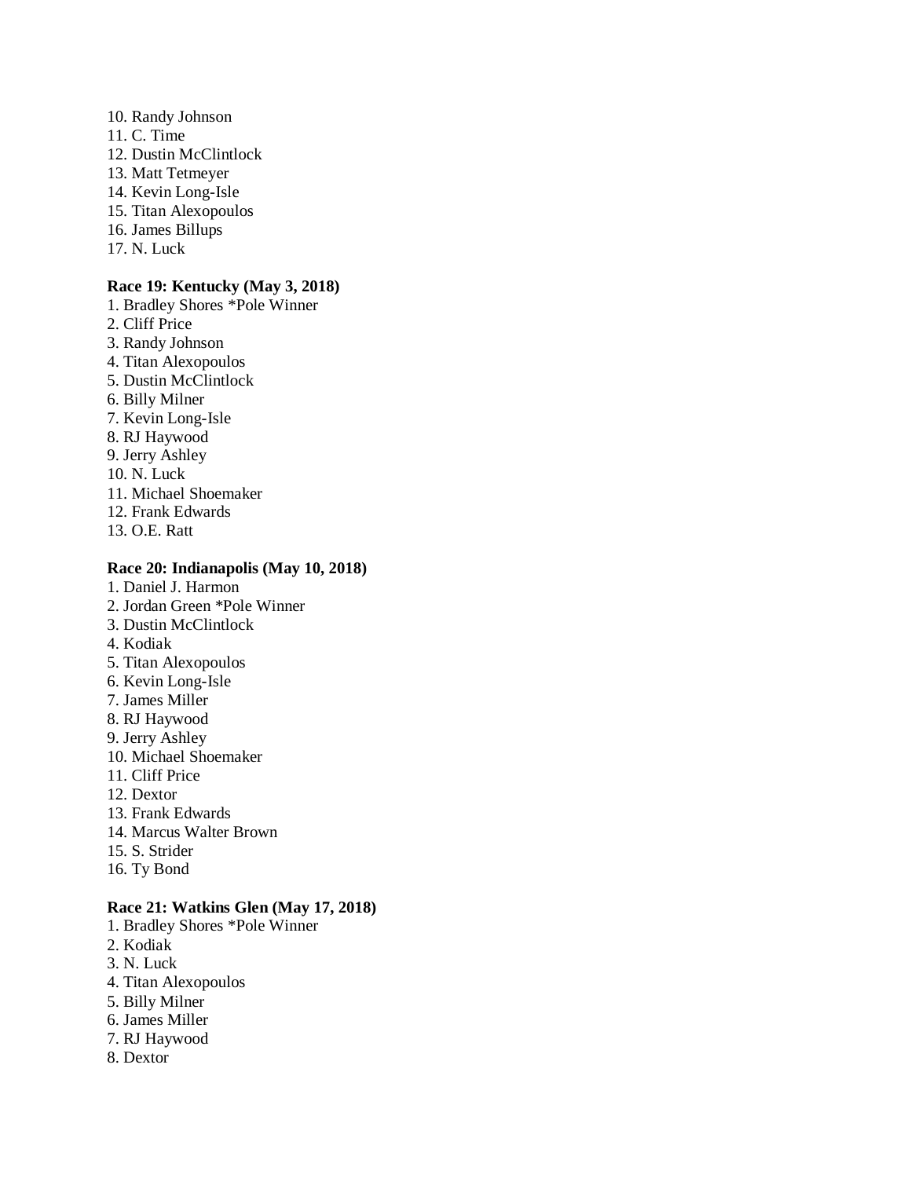10. Randy Johnson
11. C. Time
12. Dustin McClintlock
13. Matt Tetmeyer
14. Kevin Long-Isle
15. Titan Alexopoulos
16. James Billups
17. N. Luck

**Race 19: Kentucky (May 3, 2018)**

1. Bradley Shores *Pole Winner
2. Cliff Price
3. Randy Johnson
4. Titan Alexopoulos
5. Dustin McClintlock
6. Billy Milner
7. Kevin Long-Isle
8. RJ Haywood
9. Jerry Ashley
10. N. Luck
11. Michael Shoemaker
12. Frank Edwards
13. O.E. Ratt

**Race 20: Indianapolis (May 10, 2018)**

1. Daniel J. Harmon
2. Jordan Green *Pole Winner
3. Dustin McClintlock
4. Kodiak
5. Titan Alexopoulos
6. Kevin Long-Isle
7. James Miller
8. RJ Haywood
9. Jerry Ashley
10. Michael Shoemaker
11. Cliff Price
12. Dextor
13. Frank Edwards
14. Marcus Walter Brown
15. S. Strider
16. Ty Bond

**Race 21: Watkins Glen (May 17, 2018)**

1. Bradley Shores *Pole Winner
2. Kodiak
3. N. Luck
4. Titan Alexopoulos
5. Billy Milner
6. James Miller
7. RJ Haywood
8. Dextor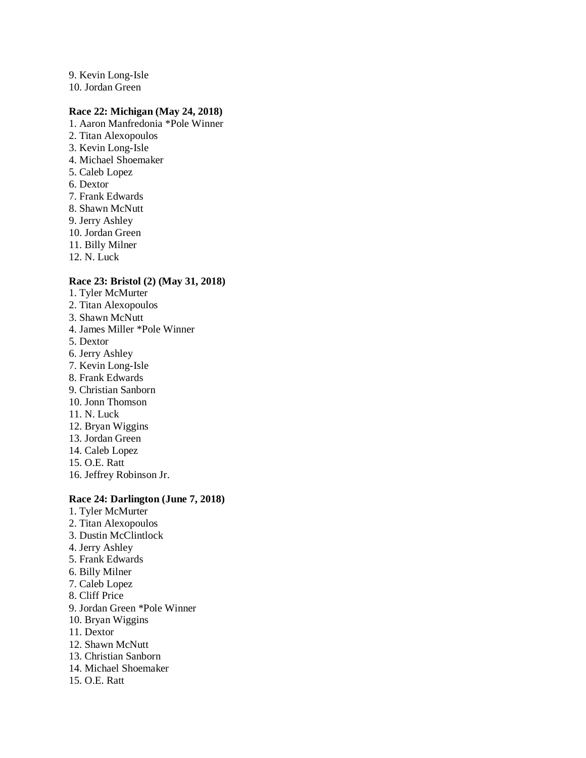9. Kevin Long-Isle
10. Jordan Green

**Race 22: Michigan (May 24, 2018)**

1. Aaron Manfredonia *Pole Winner
2. Titan Alexopoulos
3. Kevin Long-Isle
4. Michael Shoemaker
5. Caleb Lopez
6. Dextor
7. Frank Edwards
8. Shawn McNutt
9. Jerry Ashley
10. Jordan Green
11. Billy Milner
12. N. Luck

**Race 23: Bristol (2) (May 31, 2018)**

1. Tyler McMurter
2. Titan Alexopoulos
3. Shawn McNutt
4. James Miller *Pole Winner
5. Dextor
6. Jerry Ashley
7. Kevin Long-Isle
8. Frank Edwards
9. Christian Sanborn
10. Jonn Thomson
11. N. Luck
12. Bryan Wiggins
13. Jordan Green
14. Caleb Lopez
15. O.E. Ratt
16. Jeffrey Robinson Jr.

**Race 24: Darlington (June 7, 2018)**

1. Tyler McMurter
2. Titan Alexopoulos
3. Dustin McClintlock
4. Jerry Ashley
5. Frank Edwards
6. Billy Milner
7. Caleb Lopez
8. Cliff Price
9. Jordan Green *Pole Winner
10. Bryan Wiggins
11. Dextor
12. Shawn McNutt
13. Christian Sanborn
14. Michael Shoemaker
15. O.E. Ratt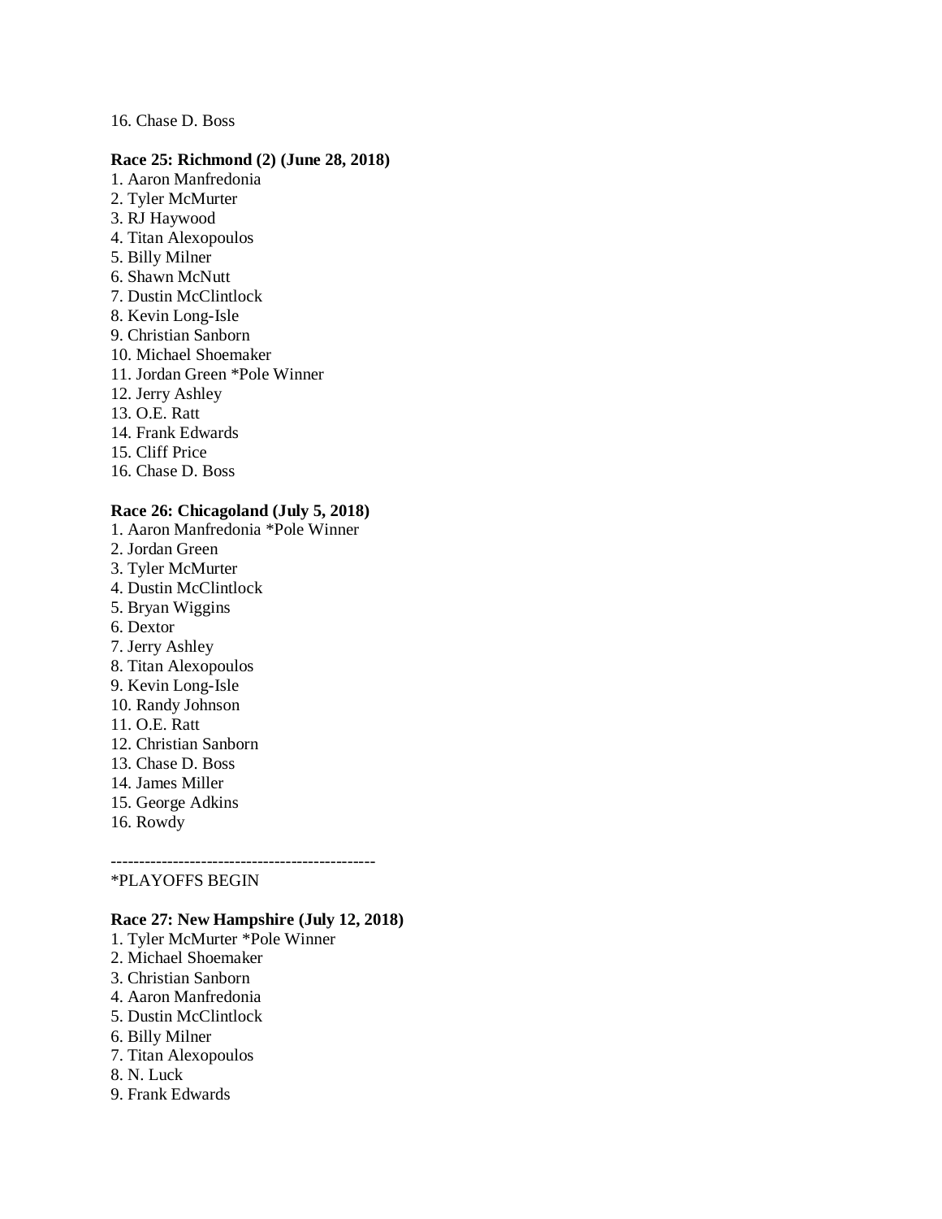16. Chase D. Boss

**Race 25: Richmond (2) (June 28, 2018)**

1. Aaron Manfredonia
2. Tyler McMurter
3. RJ Haywood
4. Titan Alexopoulos
5. Billy Milner
6. Shawn McNutt
7. Dustin McClintlock
8. Kevin Long-Isle
9. Christian Sanborn
10. Michael Shoemaker
11. Jordan Green *Pole Winner
12. Jerry Ashley
13. O.E. Ratt
14. Frank Edwards
15. Cliff Price
16. Chase D. Boss

**Race 26: Chicagoland (July 5, 2018)**

1. Aaron Manfredonia *Pole Winner
2. Jordan Green
3. Tyler McMurter
4. Dustin McClintlock
5. Bryan Wiggins
6. Dextor
7. Jerry Ashley
8. Titan Alexopoulos
9. Kevin Long-Isle
10. Randy Johnson
11. O.E. Ratt
12. Christian Sanborn
13. Chase D. Boss
14. James Miller
15. George Adkins
16. Rowdy

----------------------------------------------

*PLAYOFFS BEGIN

**Race 27: New Hampshire (July 12, 2018)**

1. Tyler McMurter *Pole Winner
2. Michael Shoemaker
3. Christian Sanborn
4. Aaron Manfredonia
5. Dustin McClintlock
6. Billy Milner
7. Titan Alexopoulos
8. N. Luck
9. Frank Edwards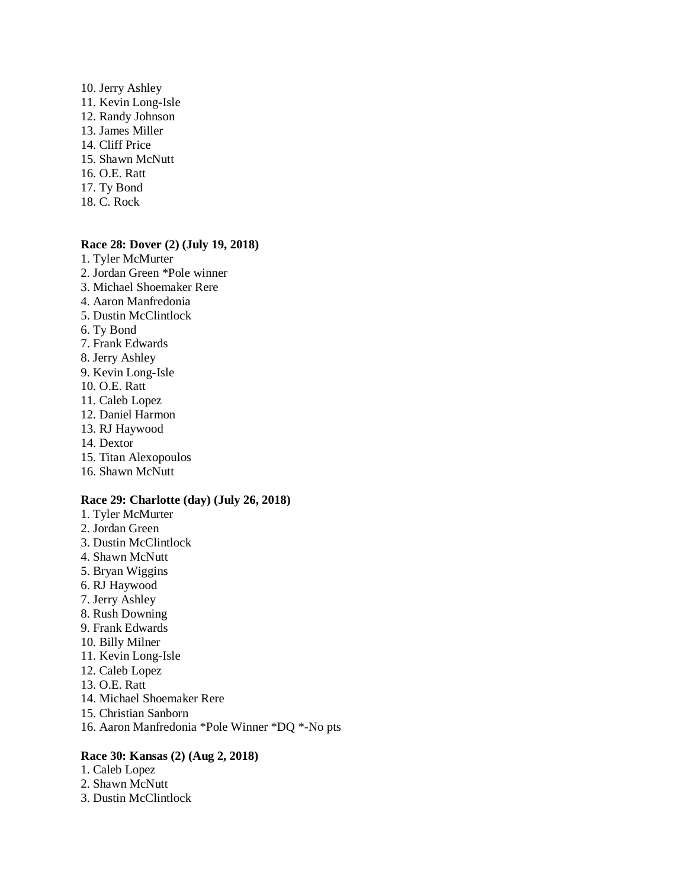10. Jerry Ashley
11. Kevin Long-Isle
12. Randy Johnson
13. James Miller
14. Cliff Price
15. Shawn McNutt
16. O.E. Ratt
17. Ty Bond
18. C. Rock

**Race 28: Dover (2) (July 19, 2018)**

1. Tyler McMurter
2. Jordan Green *Pole winner
3. Michael Shoemaker Rere
4. Aaron Manfredonia
5. Dustin McClintlock
6. Ty Bond
7. Frank Edwards
8. Jerry Ashley
9. Kevin Long-Isle
10. O.E. Ratt
11. Caleb Lopez
12. Daniel Harmon
13. RJ Haywood
14. Dextor
15. Titan Alexopoulos
16. Shawn McNutt

**Race 29: Charlotte (day) (July 26, 2018)**

1. Tyler McMurter
2. Jordan Green
3. Dustin McClintlock
4. Shawn McNutt
5. Bryan Wiggins
6. RJ Haywood
7. Jerry Ashley
8. Rush Downing
9. Frank Edwards
10. Billy Milner
11. Kevin Long-Isle
12. Caleb Lopez
13. O.E. Ratt
14. Michael Shoemaker Rere
15. Christian Sanborn
16. Aaron Manfredonia *Pole Winner *DQ *-No pts

**Race 30: Kansas (2) (Aug 2, 2018)**

1. Caleb Lopez
2. Shawn McNutt
3. Dustin McClintlock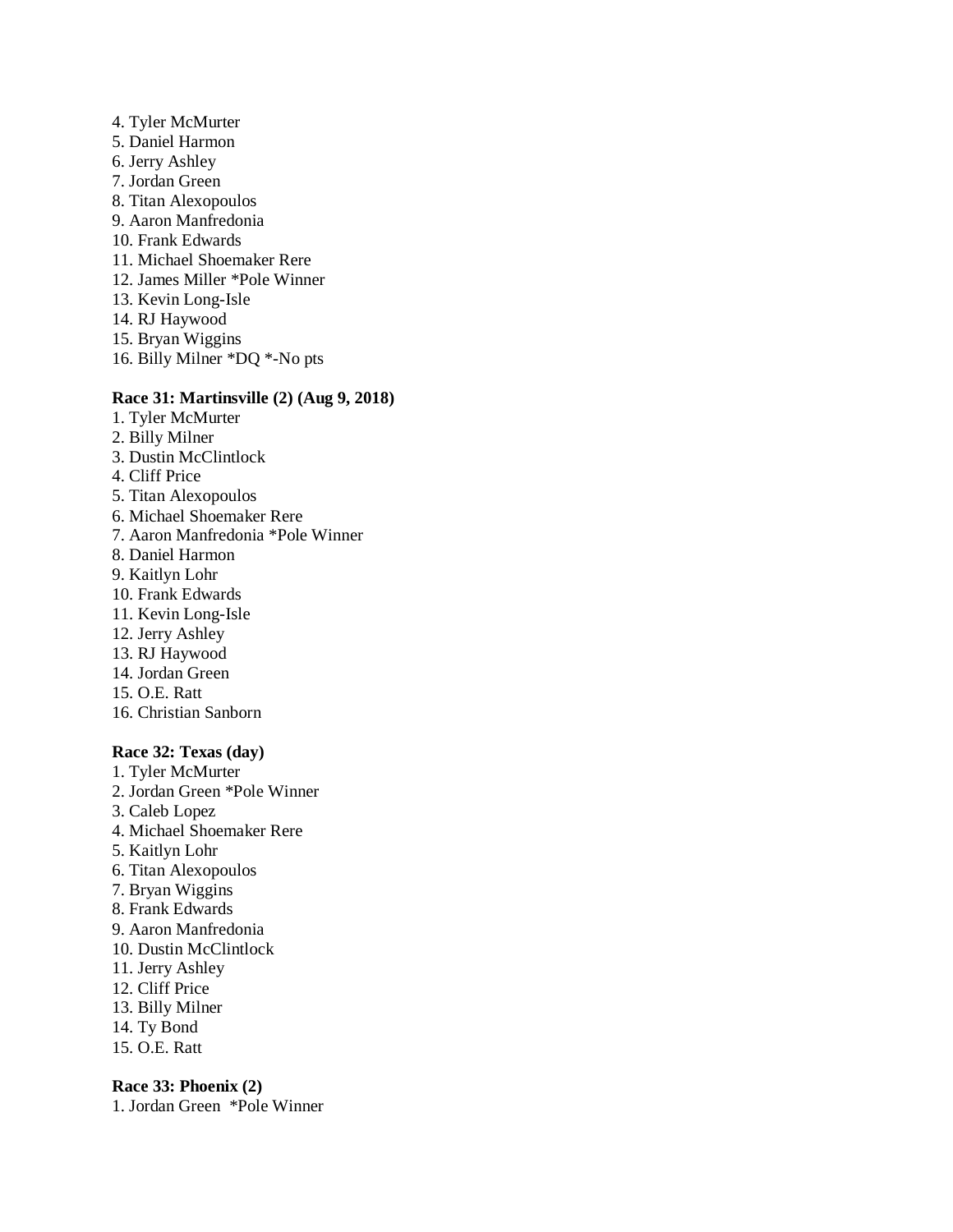4. Tyler McMurter
5. Daniel Harmon
6. Jerry Ashley
7. Jordan Green
8. Titan Alexopoulos
9. Aaron Manfredonia
10. Frank Edwards
11. Michael Shoemaker Rere
12. James Miller *Pole Winner
13. Kevin Long-Isle
14. RJ Haywood
15. Bryan Wiggins
16. Billy Milner *DQ *-No pts

**Race 31: Martinsville (2) (Aug 9, 2018)**

1. Tyler McMurter
2. Billy Milner
3. Dustin McClintlock
4. Cliff Price
5. Titan Alexopoulos
6. Michael Shoemaker Rere
7. Aaron Manfredonia *Pole Winner
8. Daniel Harmon
9. Kaitlyn Lohr
10. Frank Edwards
11. Kevin Long-Isle
12. Jerry Ashley
13. RJ Haywood
14. Jordan Green
15. O.E. Ratt
16. Christian Sanborn

**Race 32: Texas (day)**

1. Tyler McMurter
2. Jordan Green *Pole Winner
3. Caleb Lopez
4. Michael Shoemaker Rere
5. Kaitlyn Lohr
6. Titan Alexopoulos
7. Bryan Wiggins
8. Frank Edwards
9. Aaron Manfredonia
10. Dustin McClintlock
11. Jerry Ashley
12. Cliff Price
13. Billy Milner
14. Ty Bond
15. O.E. Ratt

**Race 33: Phoenix (2)**

1. Jordan Green *Pole Winner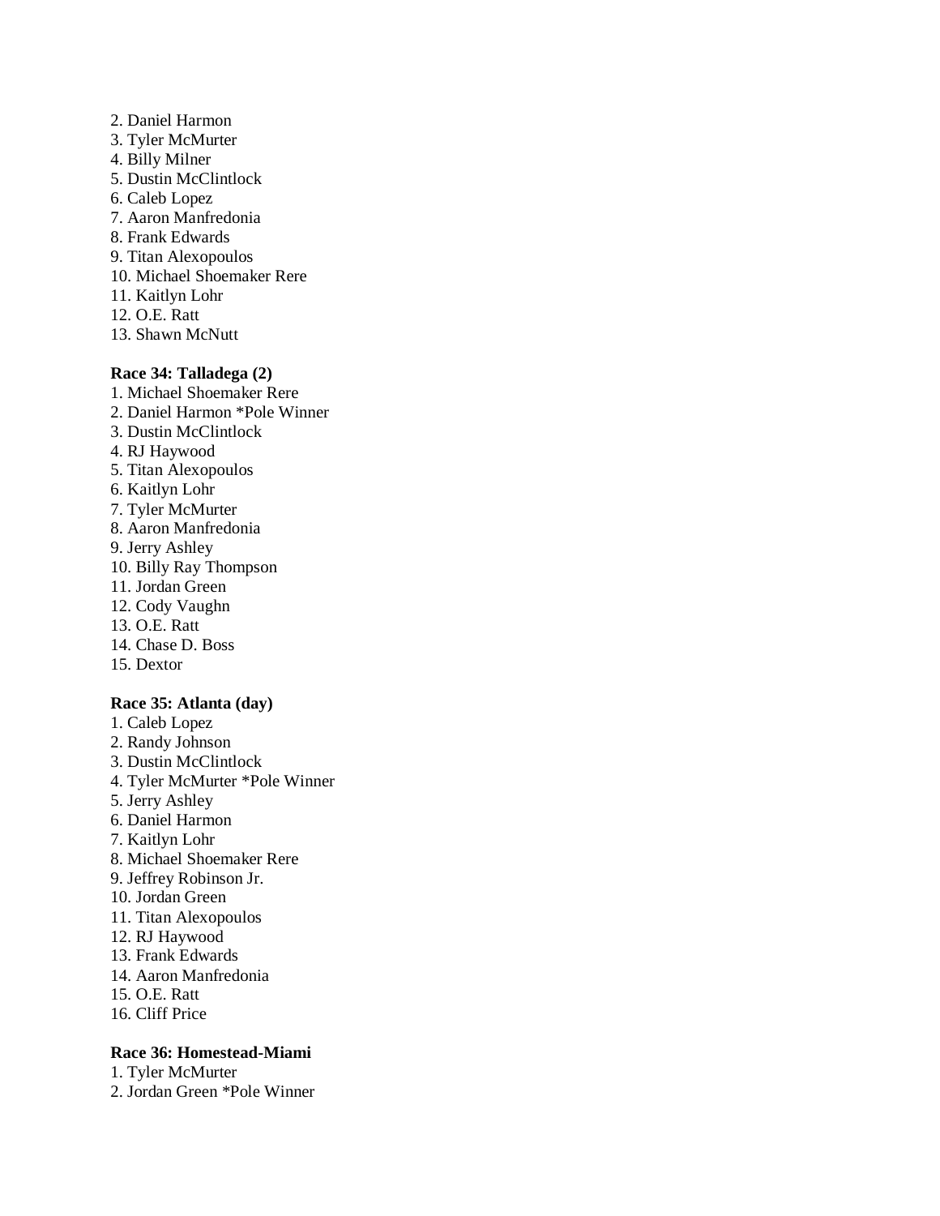2. Daniel Harmon
3. Tyler McMurter
4. Billy Milner
5. Dustin McClintlock
6. Caleb Lopez
7. Aaron Manfredonia
8. Frank Edwards
9. Titan Alexopoulos
10. Michael Shoemaker Rere
11. Kaitlyn Lohr
12. O.E. Ratt
13. Shawn McNutt

**Race 34: Talladega (2)**

1. Michael Shoemaker Rere
2. Daniel Harmon *Pole Winner
3. Dustin McClintlock
4. RJ Haywood
5. Titan Alexopoulos
6. Kaitlyn Lohr
7. Tyler McMurter
8. Aaron Manfredonia
9. Jerry Ashley
10. Billy Ray Thompson
11. Jordan Green
12. Cody Vaughn
13. O.E. Ratt
14. Chase D. Boss
15. Dextor

**Race 35: Atlanta (day)**

1. Caleb Lopez
2. Randy Johnson
3. Dustin McClintlock
4. Tyler McMurter *Pole Winner
5. Jerry Ashley
6. Daniel Harmon
7. Kaitlyn Lohr
8. Michael Shoemaker Rere
9. Jeffrey Robinson Jr.
10. Jordan Green
11. Titan Alexopoulos
12. RJ Haywood
13. Frank Edwards
14. Aaron Manfredonia
15. O.E. Ratt
16. Cliff Price

**Race 36: Homestead-Miami**

1. Tyler McMurter
2. Jordan Green *Pole Winner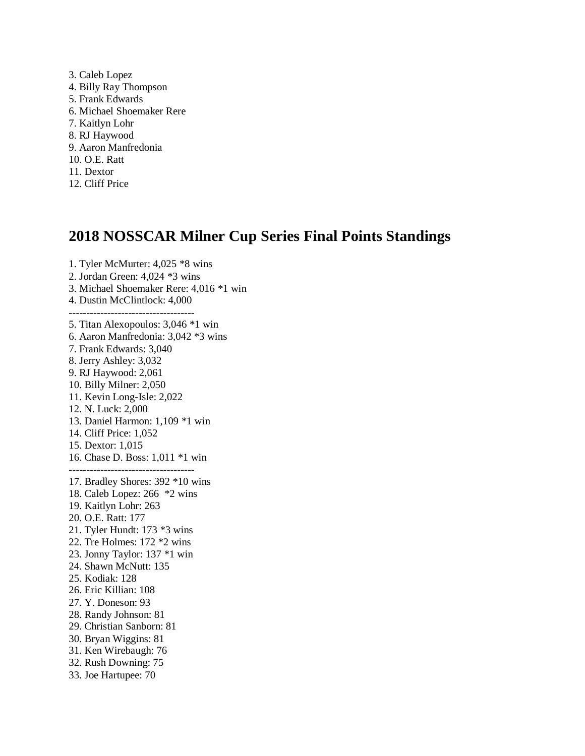3. Caleb Lopez
4. Billy Ray Thompson
5. Frank Edwards
6. Michael Shoemaker Rere
7. Kaitlyn Lohr
8. RJ Haywood
9. Aaron Manfredonia
10. O.E. Ratt
11. Dextor
12. Cliff Price

## 2018 NOSSCAR Milner Cup Series Final Points Standings

1. Tyler McMurter: 4,025 *8 wins
2. Jordan Green: 4,024 *3 wins
3. Michael Shoemaker Rere: 4,016 *1 win
4. Dustin McClintlock: 4,000

------------------------------------

5. Titan Alexopoulos: 3,046 *1 win
6. Aaron Manfredonia: 3,042 *3 wins
7. Frank Edwards: 3,040
8. Jerry Ashley: 3,032
9. RJ Haywood: 2,061
10. Billy Milner: 2,050
11. Kevin Long-Isle: 2,022
12. N. Luck: 2,000
13. Daniel Harmon: 1,109 *1 win
14. Cliff Price: 1,052
15. Dextor: 1,015
16. Chase D. Boss: 1,011 *1 win

------------------------------------

17. Bradley Shores: 392 *10 wins
18. Caleb Lopez: 266 *2 wins
19. Kaitlyn Lohr: 263
20. O.E. Ratt: 177
21. Tyler Hundt: 173 *3 wins
22. Tre Holmes: 172 *2 wins
23. Jonny Taylor: 137 *1 win
24. Shawn McNutt: 135
25. Kodiak: 128
26. Eric Killian: 108
27. Y. Doneson: 93
28. Randy Johnson: 81
29. Christian Sanborn: 81
30. Bryan Wiggins: 81
31. Ken Wirebaugh: 76
32. Rush Downing: 75
33. Joe Hartupee: 70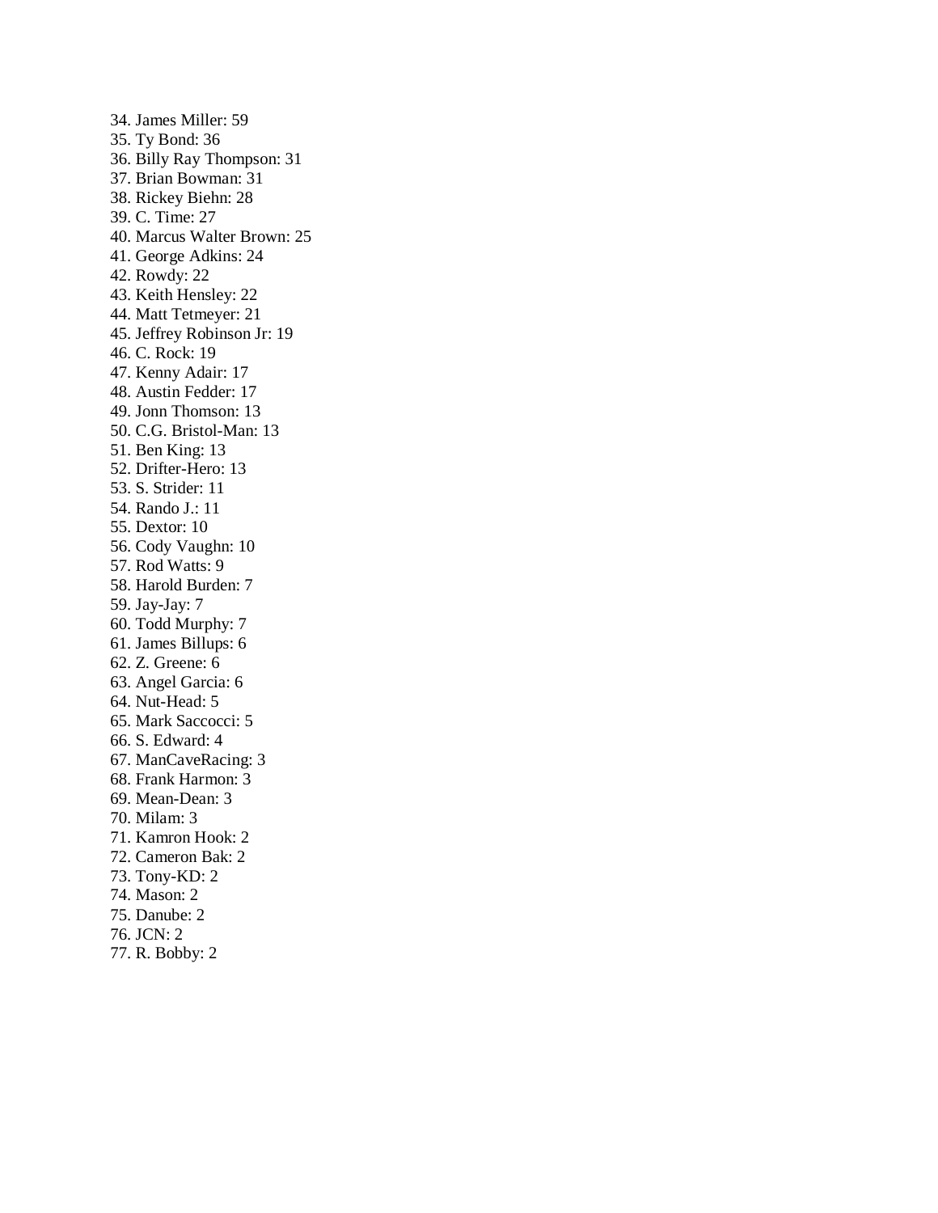34. James Miller: 59
35. Ty Bond: 36
36. Billy Ray Thompson: 31
37. Brian Bowman: 31
38. Rickey Biehn: 28
39. C. Time: 27
40. Marcus Walter Brown: 25
41. George Adkins: 24
42. Rowdy: 22
43. Keith Hensley: 22
44. Matt Tetmeyer: 21
45. Jeffrey Robinson Jr: 19
46. C. Rock: 19
47. Kenny Adair: 17
48. Austin Fedder: 17
49. Jonn Thomson: 13
50. C.G. Bristol-Man: 13
51. Ben King: 13
52. Drifter-Hero: 13
53. S. Strider: 11
54. Rando J.: 11
55. Dextor: 10
56. Cody Vaughn: 10
57. Rod Watts: 9
58. Harold Burden: 7
59. Jay-Jay: 7
60. Todd Murphy: 7
61. James Billups: 6
62. Z. Greene: 6
63. Angel Garcia: 6
64. Nut-Head: 5
65. Mark Saccocci: 5
66. S. Edward: 4
67. ManCaveRacing: 3
68. Frank Harmon: 3
69. Mean-Dean: 3
70. Milam: 3
71. Kamron Hook: 2
72. Cameron Bak: 2
73. Tony-KD: 2
74. Mason: 2
75. Danube: 2
76. JCN: 2
77. R. Bobby: 2